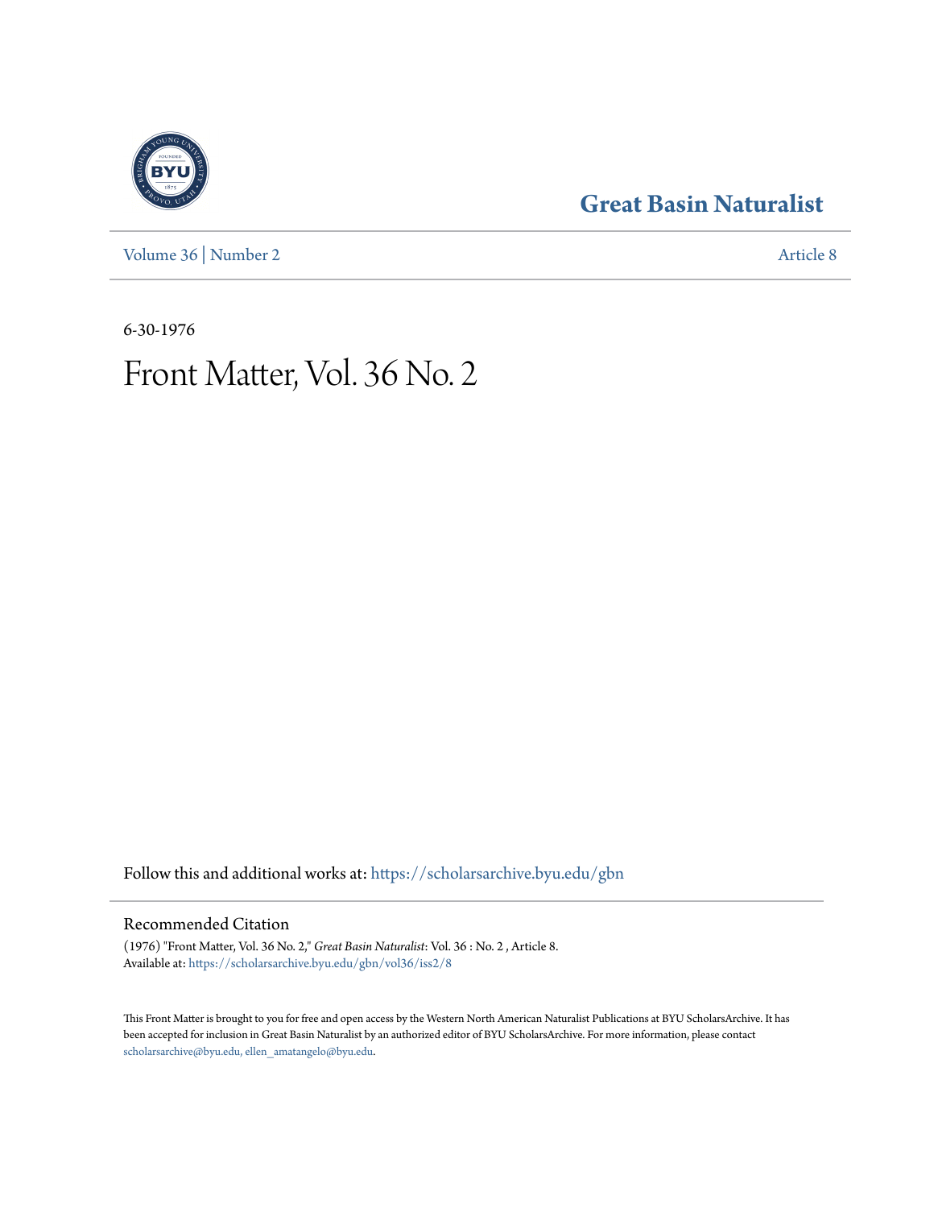# Great Basin Naturalist

Volume 36 | Number 2 Article 8

6-30-1976

# Front Matter, Vol. 36 No. 2

Follow this and additional works at: https://scholarsarchive.byu.edu/gbn

## Recommended Citation

(1976) "Front Matter, Vol. 36 No. 2," *Great Basin Naturalist*: Vol. 36 : No. 2 , Article 8.
Available at: https://scholarsarchive.byu.edu/gbn/vol36/iss2/8

This Front Matter is brought to you for free and open access by the Western North American Naturalist Publications at BYU ScholarsArchive. It has been accepted for inclusion in Great Basin Naturalist by an authorized editor of BYU ScholarsArchive. For more information, please contact scholarsarchive@byu.edu, ellen_amatangelo@byu.edu.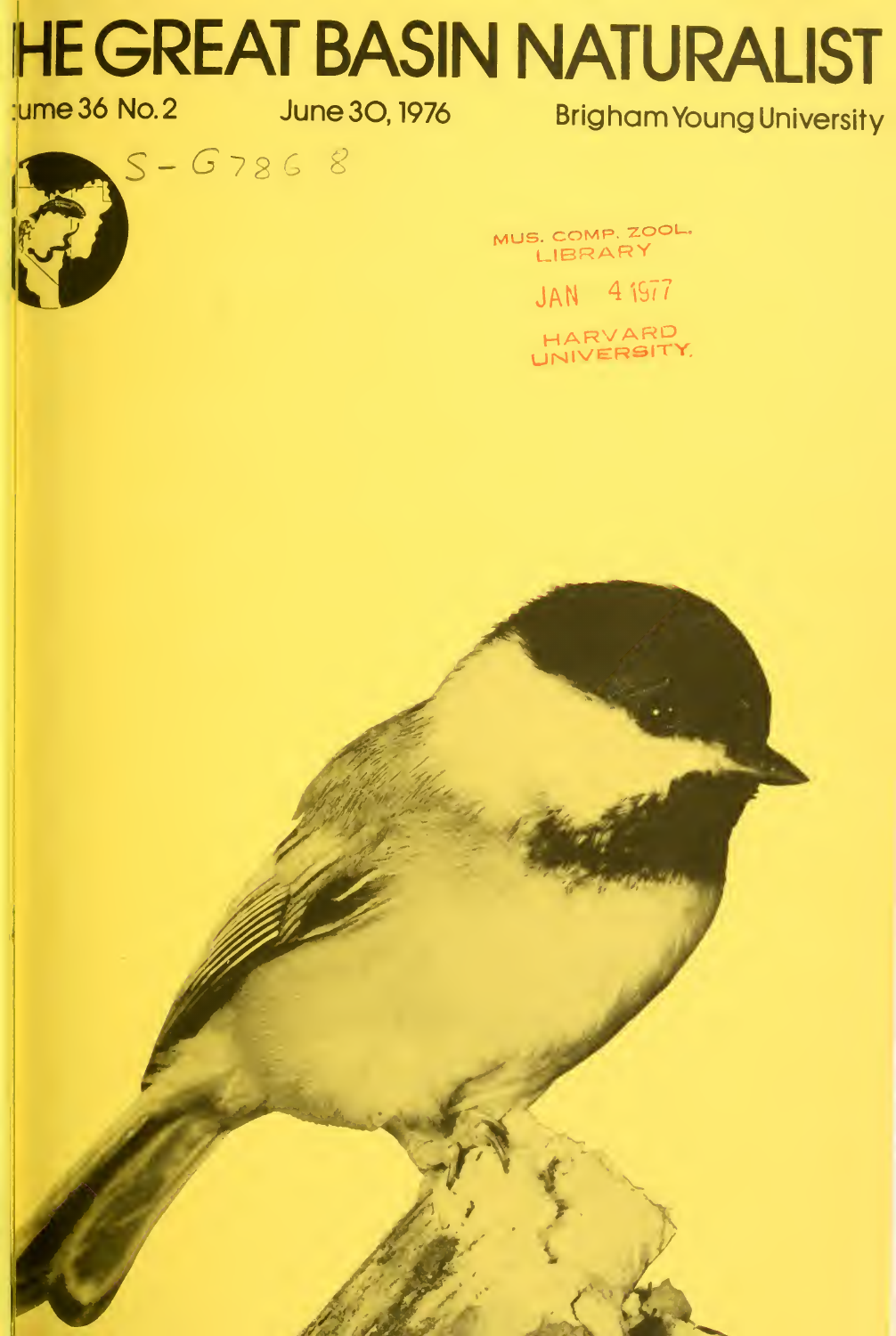# HE GREAT BASIN NATURALIST

ume 36 No. 2 June 30, 1976 Brigham Young University

S - G786 8

MUS. COMP. ZOOL.
LIBRARY

JAN 4 1977

HARVARD
UNIVERSITY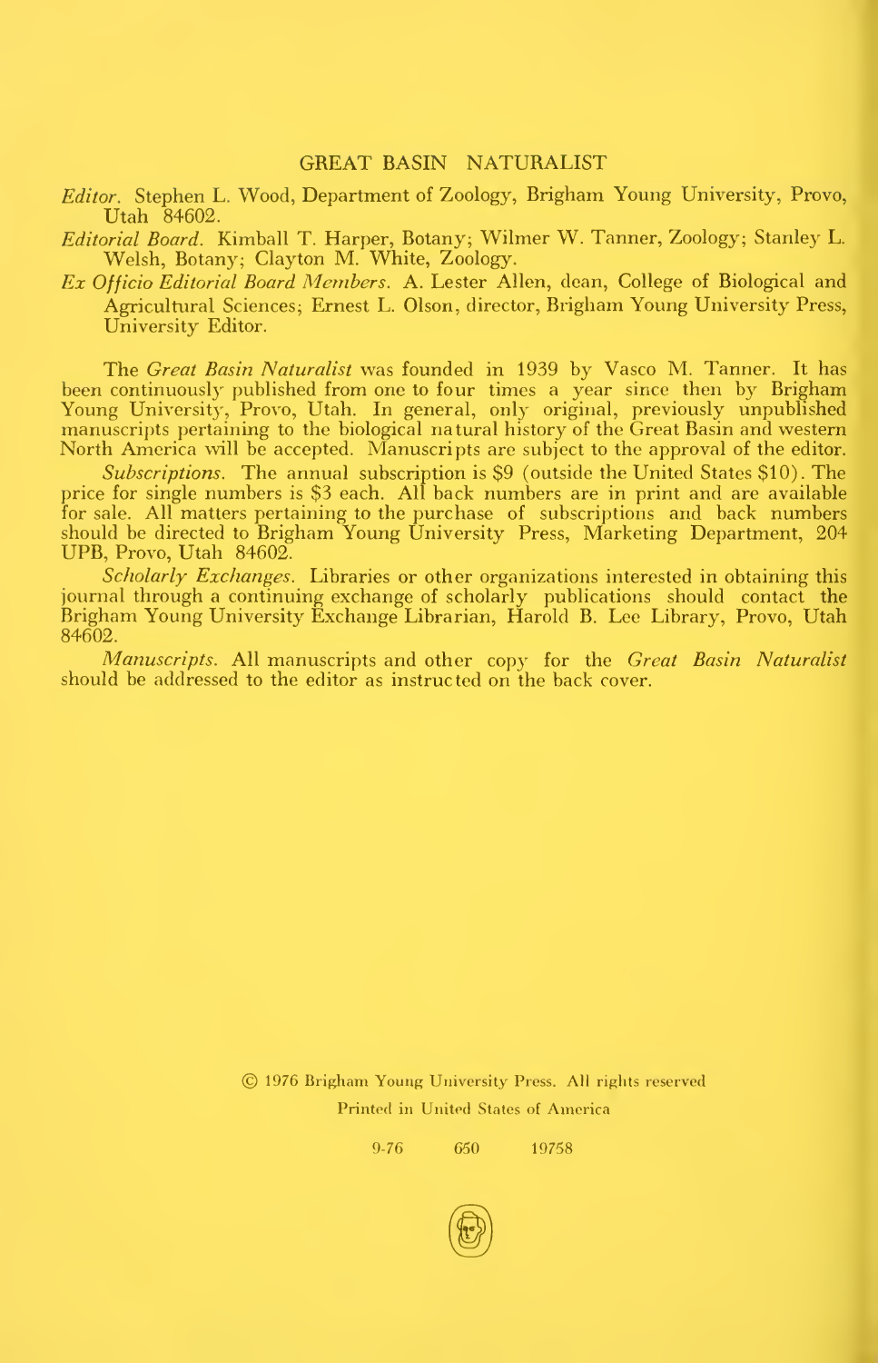# GREAT BASIN NATURALIST

*Editor.* Stephen L. Wood, Department of Zoology, Brigham Young University, Provo, Utah 84602.

*Editorial Board.* Kimball T. Harper, Botany; Wilmer W. Tanner, Zoology; Stanley L. Welsh, Botany; Clayton M. White, Zoology.

*Ex Officio Editorial Board Members.* A. Lester Allen, dean, College of Biological and Agricultural Sciences; Ernest L. Olson, director, Brigham Young University Press, University Editor.

The *Great Basin Naturalist* was founded in 1939 by Vasco M. Tanner. It has been continuously published from one to four times a year since then by Brigham Young University, Provo, Utah. In general, only original, previously unpublished manuscripts pertaining to the biological natural history of the Great Basin and western North America will be accepted. Manuscripts are subject to the approval of the editor.

*Subscriptions.* The annual subscription is $9 (outside the United States $10). The price for single numbers is $3 each. All back numbers are in print and are available for sale. All matters pertaining to the purchase of subscriptions and back numbers should be directed to Brigham Young University Press, Marketing Department, 204 UPB, Provo, Utah 84602.

*Scholarly Exchanges.* Libraries or other organizations interested in obtaining this journal through a continuing exchange of scholarly publications should contact the Brigham Young University Exchange Librarian, Harold B. Lee Library, Provo, Utah 84602.

*Manuscripts.* All manuscripts and other copy for the *Great Basin Naturalist* should be addressed to the editor as instructed on the back cover.

© 1976 Brigham Young University Press. All rights reserved

Printed in United States of America

9-76 650 19758